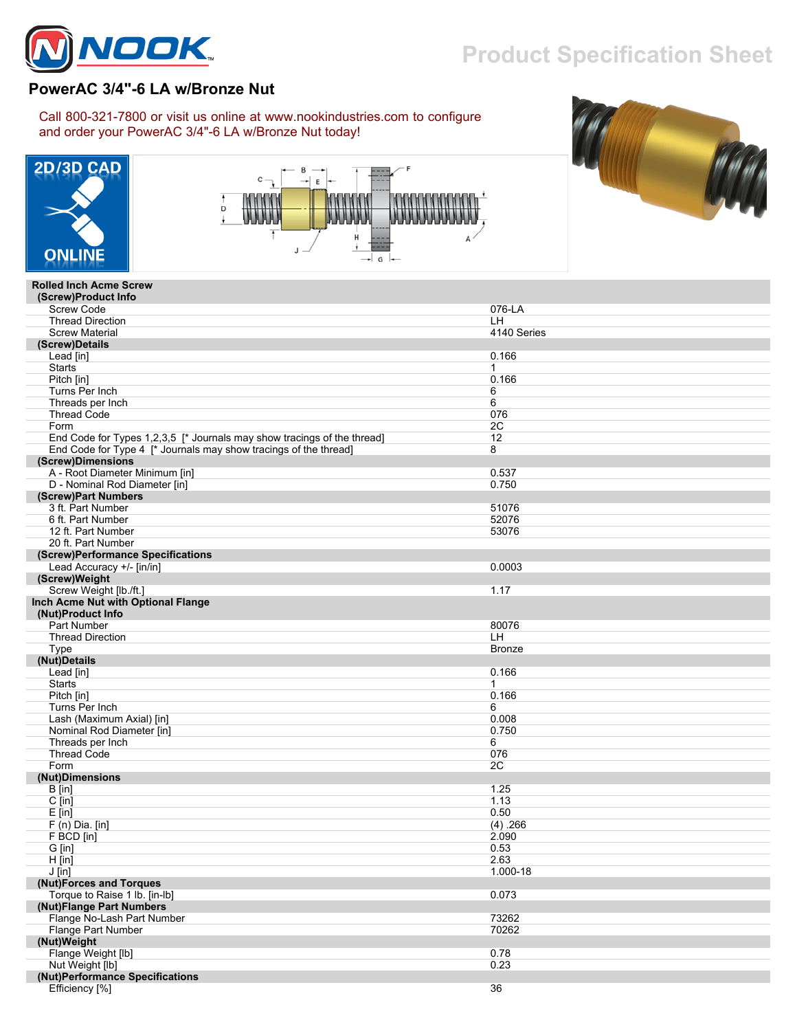# PowerAC 3/4"-6 LA w/Bronze Nut

Call 800-321-7800 or visit us online at www.nookindustries.com to configure and order your PowerAC 3/4"-6 LA w/Bronze Nut today!

| | |
|---|---|
| **Rolled Inch Acme Screw** | |
| **(Screw)Product Info** | |
| Screw Code | 076-LA |
| Thread Direction | LH |
| Screw Material | 4140 Series |
| **(Screw)Details** | |
| Lead [in] | 0.166 |
| Starts | 1 |
| Pitch [in] | 0.166 |
| Turns Per Inch | 6 |
| Threads per Inch | 6 |
| Thread Code | 076 |
| Form | 2C |
| End Code for Types 1,2,3,5 [* Journals may show tracings of the thread] | 12 |
| End Code for Type 4 [* Journals may show tracings of the thread] | 8 |
| **(Screw)Dimensions** | |
| A - Root Diameter Minimum [in] | 0.537 |
| D - Nominal Rod Diameter [in] | 0.750 |
| **(Screw)Part Numbers** | |
| 3 ft. Part Number | 51076 |
| 6 ft. Part Number | 52076 |
| 12 ft. Part Number | 53076 |
| 20 ft. Part Number | |
| **(Screw)Performance Specifications** | |
| Lead Accuracy +/- [in/in] | 0.0003 |
| **(Screw)Weight** | |
| Screw Weight [lb./ft.] | 1.17 |
| **Inch Acme Nut with Optional Flange** | |
| **(Nut)Product Info** | |
| Part Number | 80076 |
| Thread Direction | LH |
| Type | Bronze |
| **(Nut)Details** | |
| Lead [in] | 0.166 |
| Starts | 1 |
| Pitch [in] | 0.166 |
| Turns Per Inch | 6 |
| Lash (Maximum Axial) [in] | 0.008 |
| Nominal Rod Diameter [in] | 0.750 |
| Threads per Inch | 6 |
| Thread Code | 076 |
| Form | 2C |
| **(Nut)Dimensions** | |
| B [in] | 1.25 |
| C [in] | 1.13 |
| E [in] | 0.50 |
| F (n) Dia. [in] | (4) .266 |
| F BCD [in] | 2.090 |
| G [in] | 0.53 |
| H [in] | 2.63 |
| J [in] | 1.000-18 |
| **(Nut)Forces and Torques** | |
| Torque to Raise 1 lb. [in-lb] | 0.073 |
| **(Nut)Flange Part Numbers** | |
| Flange No-Lash Part Number | 73262 |
| Flange Part Number | 70262 |
| **(Nut)Weight** | |
| Flange Weight [lb] | 0.78 |
| Nut Weight [lb] | 0.23 |
| **(Nut)Performance Specifications** | |
| Efficiency [%] | 36 |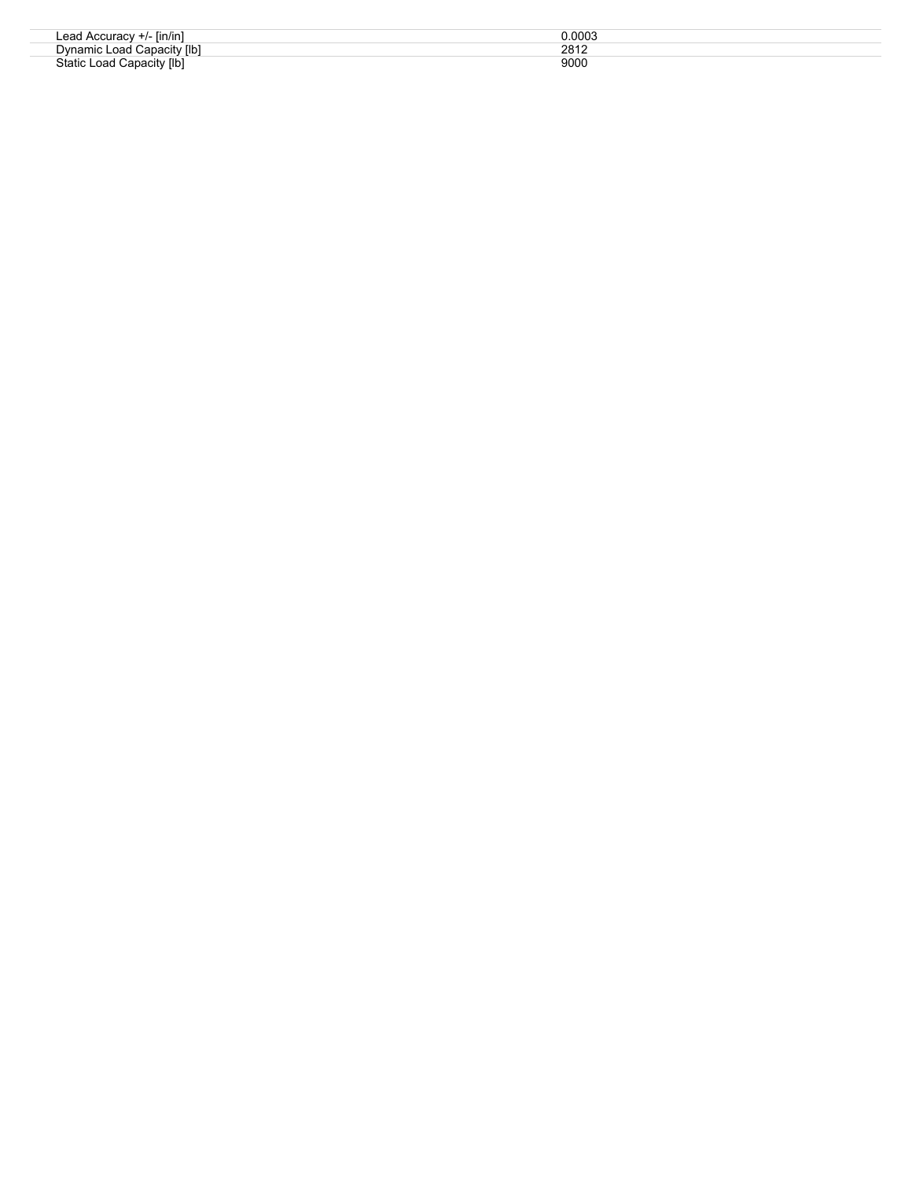| | |
|---|---|
| Lead Accuracy +/- [in/in] | 0.0003 |
| Dynamic Load Capacity [lb] | 2812 |
| Static Load Capacity [lb] | 9000 |